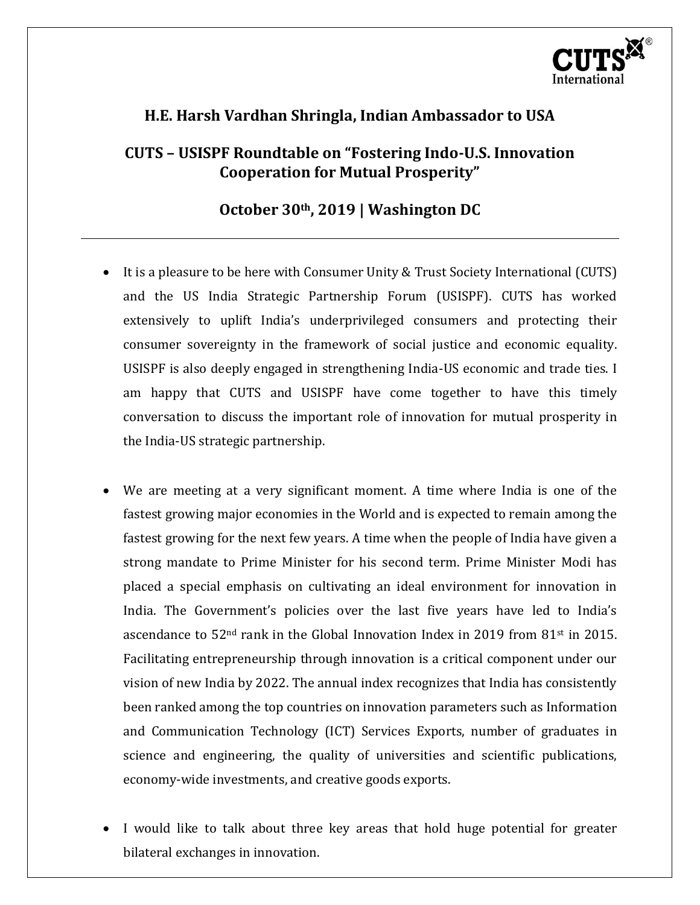## H.E. Harsh Vardhan Shringla, Indian Ambassador to USA

## CUTS – USISPF Roundtable on "Fostering Indo-U.S. Innovation Cooperation for Mutual Prosperity"

## October 30th, 2019 | Washington DC

---

- It is a pleasure to be here with Consumer Unity & Trust Society International (CUTS) and the US India Strategic Partnership Forum (USISPF). CUTS has worked extensively to uplift India's underprivileged consumers and protecting their consumer sovereignty in the framework of social justice and economic equality. USISPF is also deeply engaged in strengthening India-US economic and trade ties. I am happy that CUTS and USISPF have come together to have this timely conversation to discuss the important role of innovation for mutual prosperity in the India-US strategic partnership.

- We are meeting at a very significant moment. A time where India is one of the fastest growing major economies in the World and is expected to remain among the fastest growing for the next few years. A time when the people of India have given a strong mandate to Prime Minister for his second term. Prime Minister Modi has placed a special emphasis on cultivating an ideal environment for innovation in India. The Government's policies over the last five years have led to India's ascendance to 52nd rank in the Global Innovation Index in 2019 from 81st in 2015. Facilitating entrepreneurship through innovation is a critical component under our vision of new India by 2022. The annual index recognizes that India has consistently been ranked among the top countries on innovation parameters such as Information and Communication Technology (ICT) Services Exports, number of graduates in science and engineering, the quality of universities and scientific publications, economy-wide investments, and creative goods exports.

- I would like to talk about three key areas that hold huge potential for greater bilateral exchanges in innovation.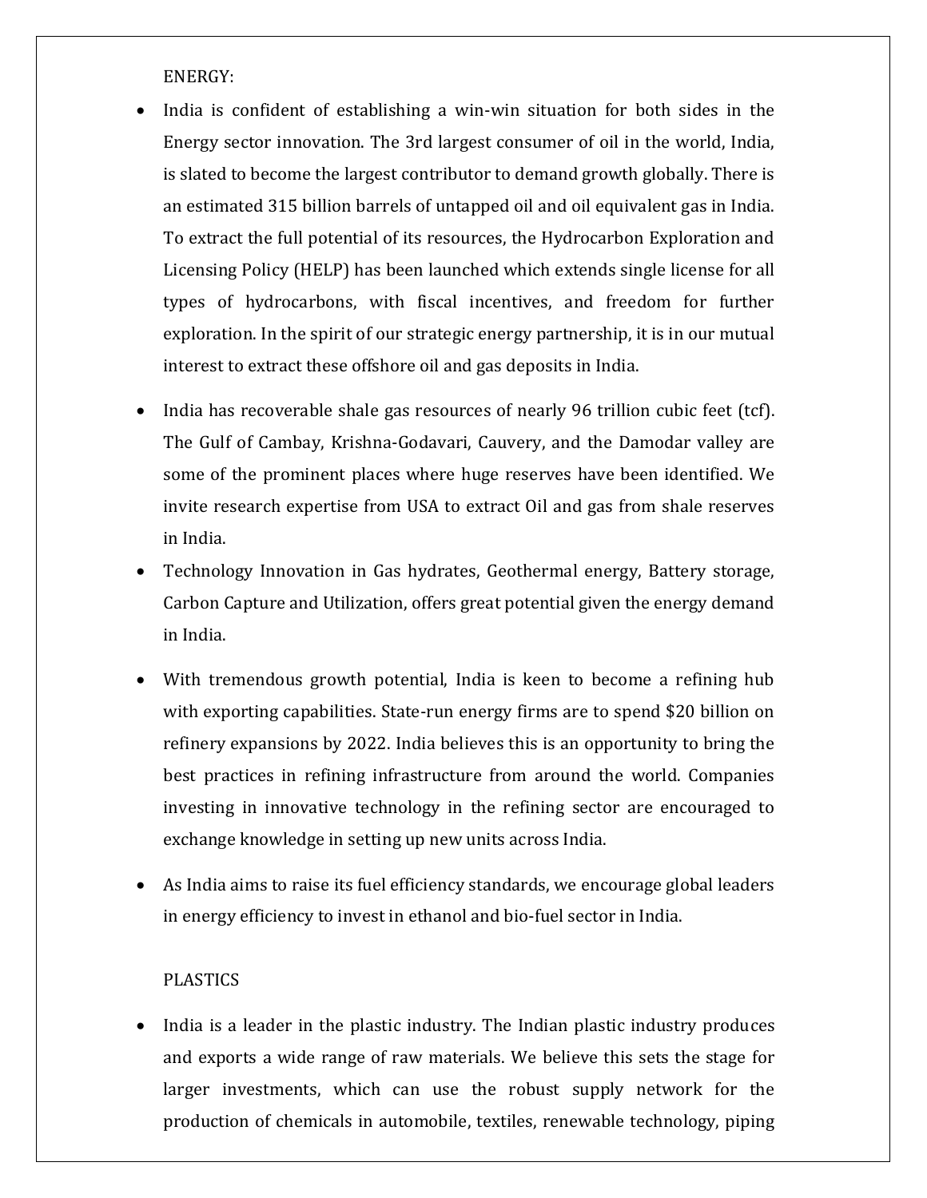ENERGY:

- India is confident of establishing a win-win situation for both sides in the Energy sector innovation. The 3rd largest consumer of oil in the world, India, is slated to become the largest contributor to demand growth globally. There is an estimated 315 billion barrels of untapped oil and oil equivalent gas in India. To extract the full potential of its resources, the Hydrocarbon Exploration and Licensing Policy (HELP) has been launched which extends single license for all types of hydrocarbons, with fiscal incentives, and freedom for further exploration. In the spirit of our strategic energy partnership, it is in our mutual interest to extract these offshore oil and gas deposits in India.
- India has recoverable shale gas resources of nearly 96 trillion cubic feet (tcf). The Gulf of Cambay, Krishna-Godavari, Cauvery, and the Damodar valley are some of the prominent places where huge reserves have been identified. We invite research expertise from USA to extract Oil and gas from shale reserves in India.
- Technology Innovation in Gas hydrates, Geothermal energy, Battery storage, Carbon Capture and Utilization, offers great potential given the energy demand in India.
- With tremendous growth potential, India is keen to become a refining hub with exporting capabilities. State-run energy firms are to spend $20 billion on refinery expansions by 2022. India believes this is an opportunity to bring the best practices in refining infrastructure from around the world. Companies investing in innovative technology in the refining sector are encouraged to exchange knowledge in setting up new units across India.
- As India aims to raise its fuel efficiency standards, we encourage global leaders in energy efficiency to invest in ethanol and bio-fuel sector in India.

PLASTICS

- India is a leader in the plastic industry. The Indian plastic industry produces and exports a wide range of raw materials. We believe this sets the stage for larger investments, which can use the robust supply network for the production of chemicals in automobile, textiles, renewable technology, piping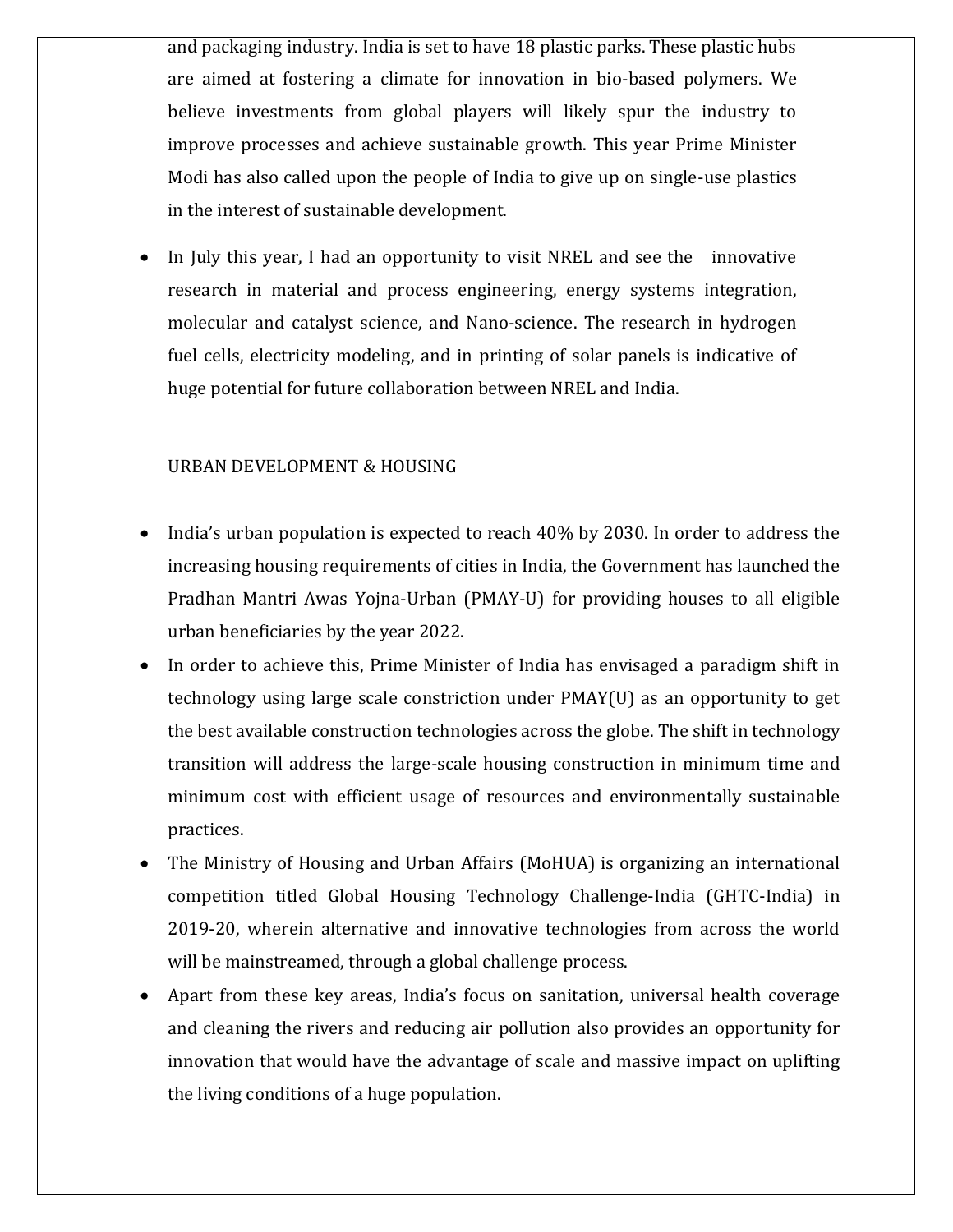and packaging industry. India is set to have 18 plastic parks. These plastic hubs are aimed at fostering a climate for innovation in bio-based polymers. We believe investments from global players will likely spur the industry to improve processes and achieve sustainable growth. This year Prime Minister Modi has also called upon the people of India to give up on single-use plastics in the interest of sustainable development.

- In July this year, I had an opportunity to visit NREL and see the innovative research in material and process engineering, energy systems integration, molecular and catalyst science, and Nano-science. The research in hydrogen fuel cells, electricity modeling, and in printing of solar panels is indicative of huge potential for future collaboration between NREL and India.

URBAN DEVELOPMENT & HOUSING

- India's urban population is expected to reach 40% by 2030. In order to address the increasing housing requirements of cities in India, the Government has launched the Pradhan Mantri Awas Yojna-Urban (PMAY-U) for providing houses to all eligible urban beneficiaries by the year 2022.
- In order to achieve this, Prime Minister of India has envisaged a paradigm shift in technology using large scale constriction under PMAY(U) as an opportunity to get the best available construction technologies across the globe. The shift in technology transition will address the large-scale housing construction in minimum time and minimum cost with efficient usage of resources and environmentally sustainable practices.
- The Ministry of Housing and Urban Affairs (MoHUA) is organizing an international competition titled Global Housing Technology Challenge-India (GHTC-India) in 2019-20, wherein alternative and innovative technologies from across the world will be mainstreamed, through a global challenge process.
- Apart from these key areas, India's focus on sanitation, universal health coverage and cleaning the rivers and reducing air pollution also provides an opportunity for innovation that would have the advantage of scale and massive impact on uplifting the living conditions of a huge population.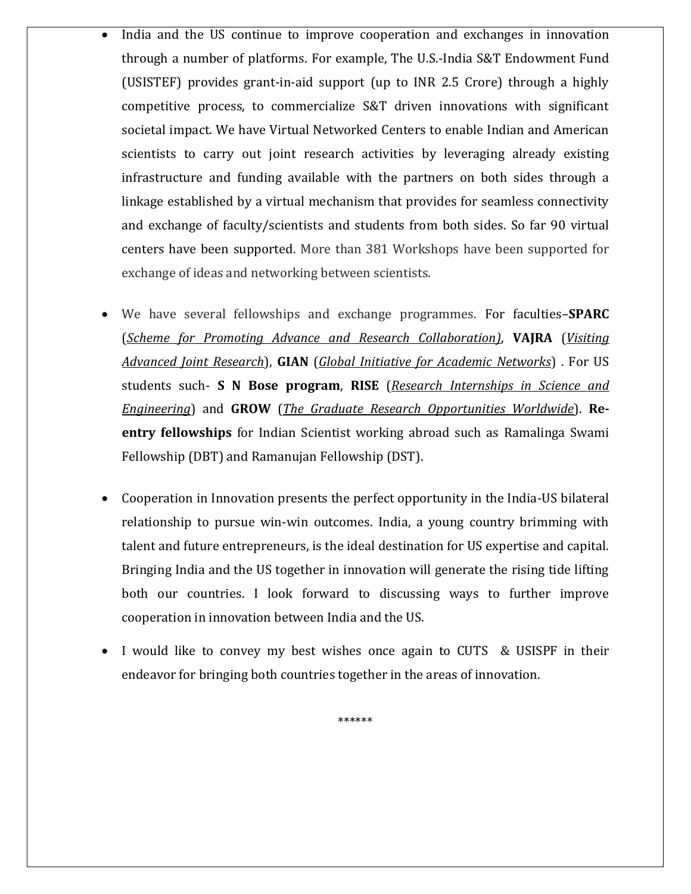- India and the US continue to improve cooperation and exchanges in innovation through a number of platforms. For example, The U.S.-India S&T Endowment Fund (USISTEF) provides grant-in-aid support (up to INR 2.5 Crore) through a highly competitive process, to commercialize S&T driven innovations with significant societal impact. We have Virtual Networked Centers to enable Indian and American scientists to carry out joint research activities by leveraging already existing infrastructure and funding available with the partners on both sides through a linkage established by a virtual mechanism that provides for seamless connectivity and exchange of faculty/scientists and students from both sides. So far 90 virtual centers have been supported. More than 381 Workshops have been supported for exchange of ideas and networking between scientists.

- We have several fellowships and exchange programmes. For faculties–**SPARC** (*Scheme for Promoting Advance and Research Collaboration)*, **VAJRA** (*Visiting Advanced Joint Research*), **GIAN** (*Global Initiative for Academic Networks*) . For US students such- **S N Bose program**, **RISE** (*Research Internships in Science and Engineering*) and **GROW** (*The Graduate Research Opportunities Worldwide*). **Re-entry fellowships** for Indian Scientist working abroad such as Ramalinga Swami Fellowship (DBT) and Ramanujan Fellowship (DST).

- Cooperation in Innovation presents the perfect opportunity in the India-US bilateral relationship to pursue win-win outcomes. India, a young country brimming with talent and future entrepreneurs, is the ideal destination for US expertise and capital. Bringing India and the US together in innovation will generate the rising tide lifting both our countries. I look forward to discussing ways to further improve cooperation in innovation between India and the US.

- I would like to convey my best wishes once again to CUTS & USISPF in their endeavor for bringing both countries together in the areas of innovation.

******